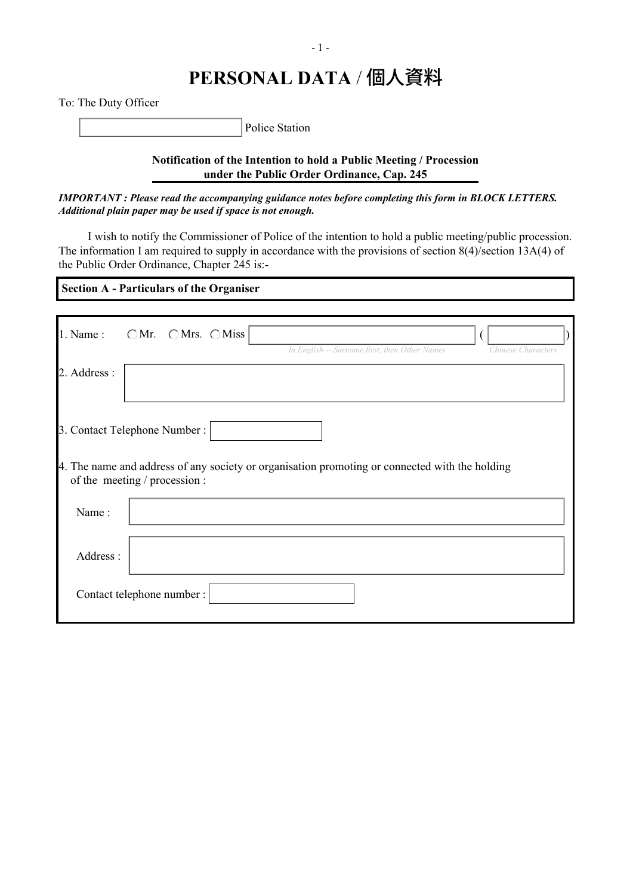# PERSONAL DATA / 個人資料

To: The Duty Officer

\_\_\_\_\_\_\_\_\_\_\_\_\_\_\_\_\_\_\_\_ Police Station

**Notification of the Intention to hold a Public Meeting / Procession under the Public Order Ordinance, Cap. 245**

***IMPORTANT : Please read the accompanying guidance notes before completing this form in BLOCK LETTERS. Additional plain paper may be used if space is not enough.***

I wish to notify the Commissioner of Police of the intention to hold a public meeting/public procession. The information I am required to supply in accordance with the provisions of section 8(4)/section 13A(4) of the Public Order Ordinance, Chapter 245 is:-

**Section A - Particulars of the Organiser**

1. Name : ○ Mr. ○ Mrs. ○ Miss \_\_\_\_\_\_\_\_\_\_\_\_\_\_\_\_\_\_\_\_ ( \_\_\_\_\_\_\_\_\_\_ )

   *In English -- Surname first, then Other Names* *Chinese Characters*

2. Address : \_\_\_\_\_\_\_\_\_\_\_\_\_\_\_\_\_\_\_\_

3. Contact Telephone Number : \_\_\_\_\_\_\_\_\_\_\_\_\_\_\_\_\_\_\_\_

4. The name and address of any society or organisation promoting or connected with the holding of the meeting / procession :

   Name : \_\_\_\_\_\_\_\_\_\_\_\_\_\_\_\_\_\_\_\_

   Address : \_\_\_\_\_\_\_\_\_\_\_\_\_\_\_\_\_\_\_\_

   Contact telephone number : \_\_\_\_\_\_\_\_\_\_\_\_\_\_\_\_\_\_\_\_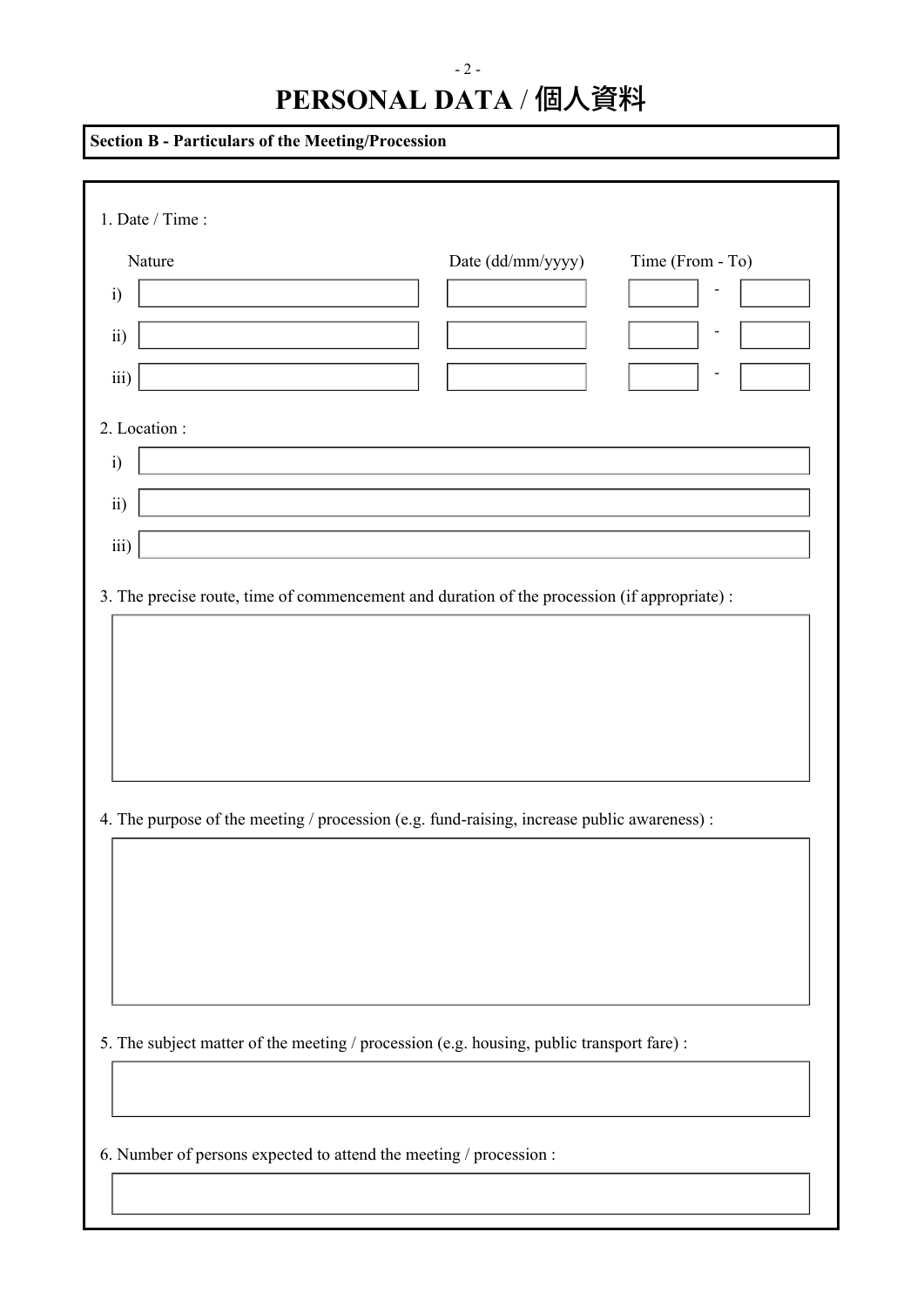# PERSONAL DATA / 個人資料

**Section B - Particulars of the Meeting/Procession**

1. Date / Time :

| | Nature | Date (dd/mm/yyyy) | Time (From | - To) |
|---|---|---|---|---|
| i) | | | | - |
| ii) | | | | - |
| iii) | | | | - |

2. Location :

i)

ii)

iii)

3. The precise route, time of commencement and duration of the procession (if appropriate) :

4. The purpose of the meeting / procession (e.g. fund-raising, increase public awareness) :

5. The subject matter of the meeting / procession (e.g. housing, public transport fare) :

6. Number of persons expected to attend the meeting / procession :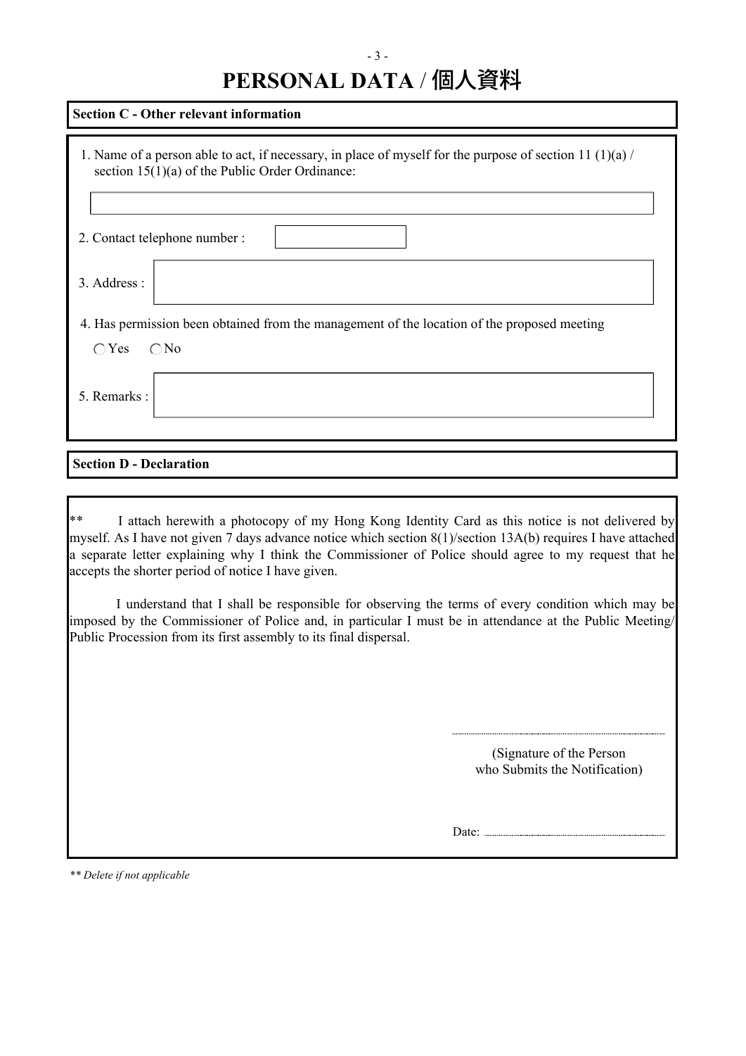# PERSONAL DATA / 個人資料

## Section C - Other relevant information

1. Name of a person able to act, if necessary, in place of myself for the purpose of section 11 (1)(a) / section 15(1)(a) of the Public Order Ordinance:

2. Contact telephone number :

3. Address :

4. Has permission been obtained from the management of the location of the proposed meeting

   ◯ Yes ◯ No

5. Remarks :

## Section D - Declaration

** I attach herewith a photocopy of my Hong Kong Identity Card as this notice is not delivered by myself. As I have not given 7 days advance notice which section 8(1)/section 13A(b) requires I have attached a separate letter explaining why I think the Commissioner of Police should agree to my request that he accepts the shorter period of notice I have given.

I understand that I shall be responsible for observing the terms of every condition which may be imposed by the Commissioner of Police and, in particular I must be in attendance at the Public Meeting/ Public Procession from its first assembly to its final dispersal.

(Signature of the Person who Submits the Notification)

Date:

*** Delete if not applicable*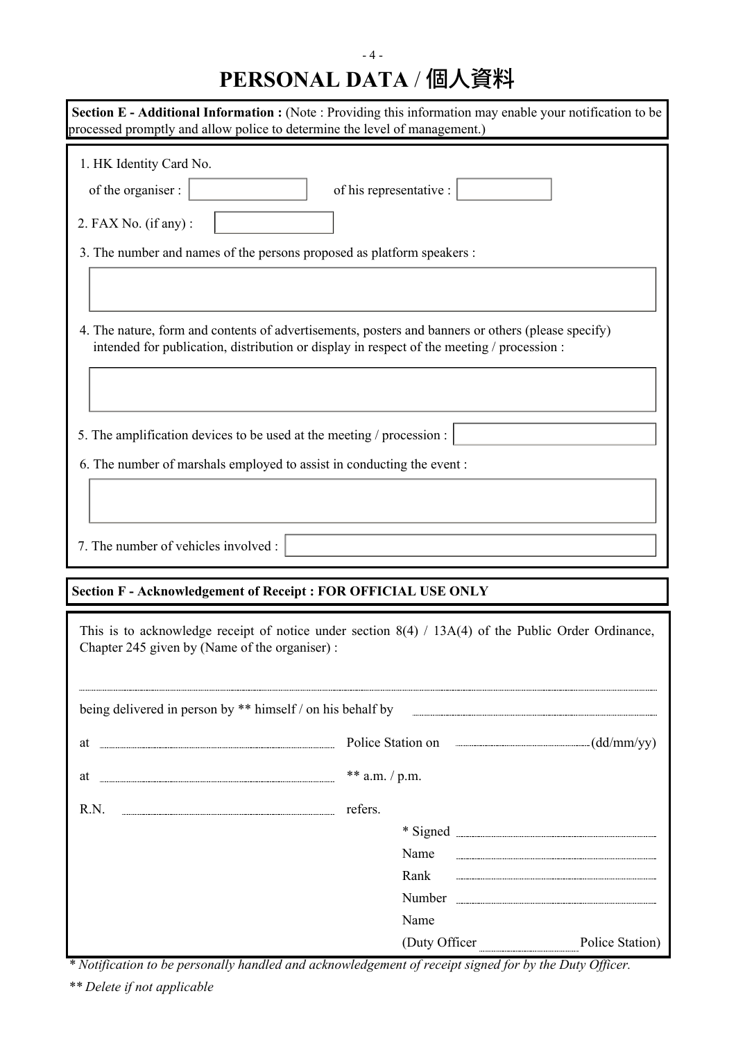# PERSONAL DATA / 個人資料

**Section E - Additional Information :** (Note : Providing this information may enable your notification to be processed promptly and allow police to determine the level of management.)

1. HK Identity Card No.

   of the organiser : ____________ of his representative : ____________

2. FAX No. (if any) : ____________

3. The number and names of the persons proposed as platform speakers :

   ____________

4. The nature, form and contents of advertisements, posters and banners or others (please specify) intended for publication, distribution or display in respect of the meeting / procession :

   ____________

5. The amplification devices to be used at the meeting / procession : ____________

6. The number of marshals employed to assist in conducting the event :

   ____________

7. The number of vehicles involved : ____________

**Section F - Acknowledgement of Receipt : FOR OFFICIAL USE ONLY**

This is to acknowledge receipt of notice under section 8(4) / 13A(4) of the Public Order Ordinance, Chapter 245 given by (Name of the organiser) :

____________

being delivered in person by ** himself / on his behalf by ____________

at ____________ Police Station on ____________(dd/mm/yy)

at ____________ ** a.m. / p.m.

R.N. ____________ refers.

\* Signed ____________

Name ____________

Rank ____________

Number ____________

Name

(Duty Officer ____________ Police Station)

*\* Notification to be personally handled and acknowledgement of receipt signed for by the Duty Officer.*

*\*\* Delete if not applicable*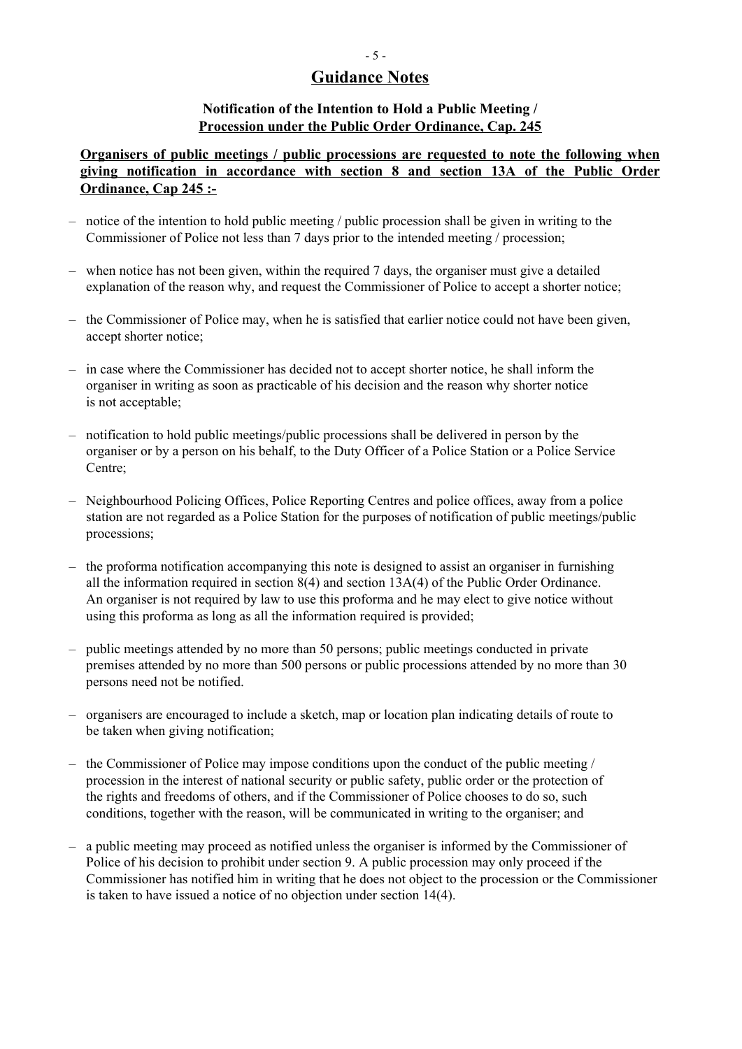## Guidance Notes

### Notification of the Intention to Hold a Public Meeting / Procession under the Public Order Ordinance, Cap. 245

**Organisers of public meetings / public processions are requested to note the following when giving notification in accordance with section 8 and section 13A of the Public Order Ordinance, Cap 245 :-**

- notice of the intention to hold public meeting / public procession shall be given in writing to the Commissioner of Police not less than 7 days prior to the intended meeting / procession;
- when notice has not been given, within the required 7 days, the organiser must give a detailed explanation of the reason why, and request the Commissioner of Police to accept a shorter notice;
- the Commissioner of Police may, when he is satisfied that earlier notice could not have been given, accept shorter notice;
- in case where the Commissioner has decided not to accept shorter notice, he shall inform the organiser in writing as soon as practicable of his decision and the reason why shorter notice is not acceptable;
- notification to hold public meetings/public processions shall be delivered in person by the organiser or by a person on his behalf, to the Duty Officer of a Police Station or a Police Service Centre;
- Neighbourhood Policing Offices, Police Reporting Centres and police offices, away from a police station are not regarded as a Police Station for the purposes of notification of public meetings/public processions;
- the proforma notification accompanying this note is designed to assist an organiser in furnishing all the information required in section 8(4) and section 13A(4) of the Public Order Ordinance. An organiser is not required by law to use this proforma and he may elect to give notice without using this proforma as long as all the information required is provided;
- public meetings attended by no more than 50 persons; public meetings conducted in private premises attended by no more than 500 persons or public processions attended by no more than 30 persons need not be notified.
- organisers are encouraged to include a sketch, map or location plan indicating details of route to be taken when giving notification;
- the Commissioner of Police may impose conditions upon the conduct of the public meeting / procession in the interest of national security or public safety, public order or the protection of the rights and freedoms of others, and if the Commissioner of Police chooses to do so, such conditions, together with the reason, will be communicated in writing to the organiser; and
- a public meeting may proceed as notified unless the organiser is informed by the Commissioner of Police of his decision to prohibit under section 9. A public procession may only proceed if the Commissioner has notified him in writing that he does not object to the procession or the Commissioner is taken to have issued a notice of no objection under section 14(4).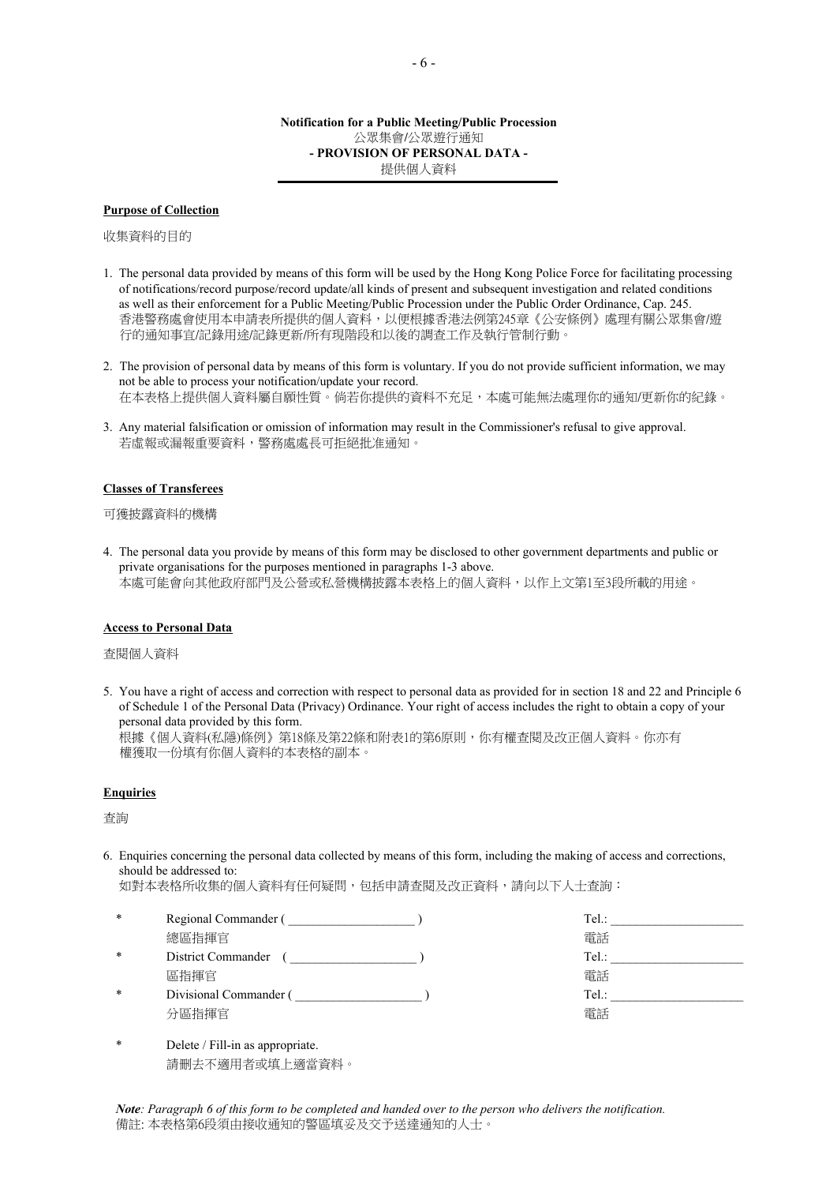**Notification for a Public Meeting/Public Procession**
公眾集會/公眾遊行通知
**- PROVISION OF PERSONAL DATA -**
提供個人資料

**Purpose of Collection**

收集資料的目的

1. The personal data provided by means of this form will be used by the Hong Kong Police Force for facilitating processing of notifications/record purpose/record update/all kinds of present and subsequent investigation and related conditions as well as their enforcement for a Public Meeting/Public Procession under the Public Order Ordinance, Cap. 245.
香港警務處會使用本申請表所提供的個人資料，以便根據香港法例第245章《公安條例》處理有關公眾集會/遊行的通知事宜/記錄用途/記錄更新/所有現階段和以後的調查工作及執行管制行動。

2. The provision of personal data by means of this form is voluntary. If you do not provide sufficient information, we may not be able to process your notification/update your record.
在本表格上提供個人資料屬自願性質。倘若你提供的資料不充足，本處可能無法處理你的通知/更新你的紀錄。

3. Any material falsification or omission of information may result in the Commissioner's refusal to give approval.
若虛報或漏報重要資料，警務處處長可拒絕批准通知。

**Classes of Transferees**

可獲披露資料的機構

4. The personal data you provide by means of this form may be disclosed to other government departments and public or private organisations for the purposes mentioned in paragraphs 1-3 above.
本處可能會向其他政府部門及公營或私營機構披露本表格上的個人資料，以作上文第1至3段所載的用途。

**Access to Personal Data**

查閱個人資料

5. You have a right of access and correction with respect to personal data as provided for in section 18 and 22 and Principle 6 of Schedule 1 of the Personal Data (Privacy) Ordinance. Your right of access includes the right to obtain a copy of your personal data provided by this form.
根據《個人資料(私隱)條例》第18條及第22條和附表1的第6原則，你有權查閱及改正個人資料。你亦有權獲取一份填有你個人資料的本表格的副本。

**Enquiries**

查詢

6. Enquiries concerning the personal data collected by means of this form, including the making of access and corrections, should be addressed to:
如對本表格所收集的個人資料有任何疑問，包括申請查閱及改正資料，請向以下人士查詢：

| | | |
|---|---|---|
| * | Regional Commander ( ____________________ ) 總區指揮官 | Tel.: ____________________ 電話 |
| * | District Commander ( ____________________ ) 區指揮官 | Tel.: ____________________ 電話 |
| * | Divisional Commander ( ____________________ ) 分區指揮官 | Tel.: ____________________ 電話 |

\* Delete / Fill-in as appropriate.
請刪去不適用者或填上適當資料。

***Note**: Paragraph 6 of this form to be completed and handed over to the person who delivers the notification.*
備註: 本表格第6段須由接收通知的警區填妥及交予送達通知的人士。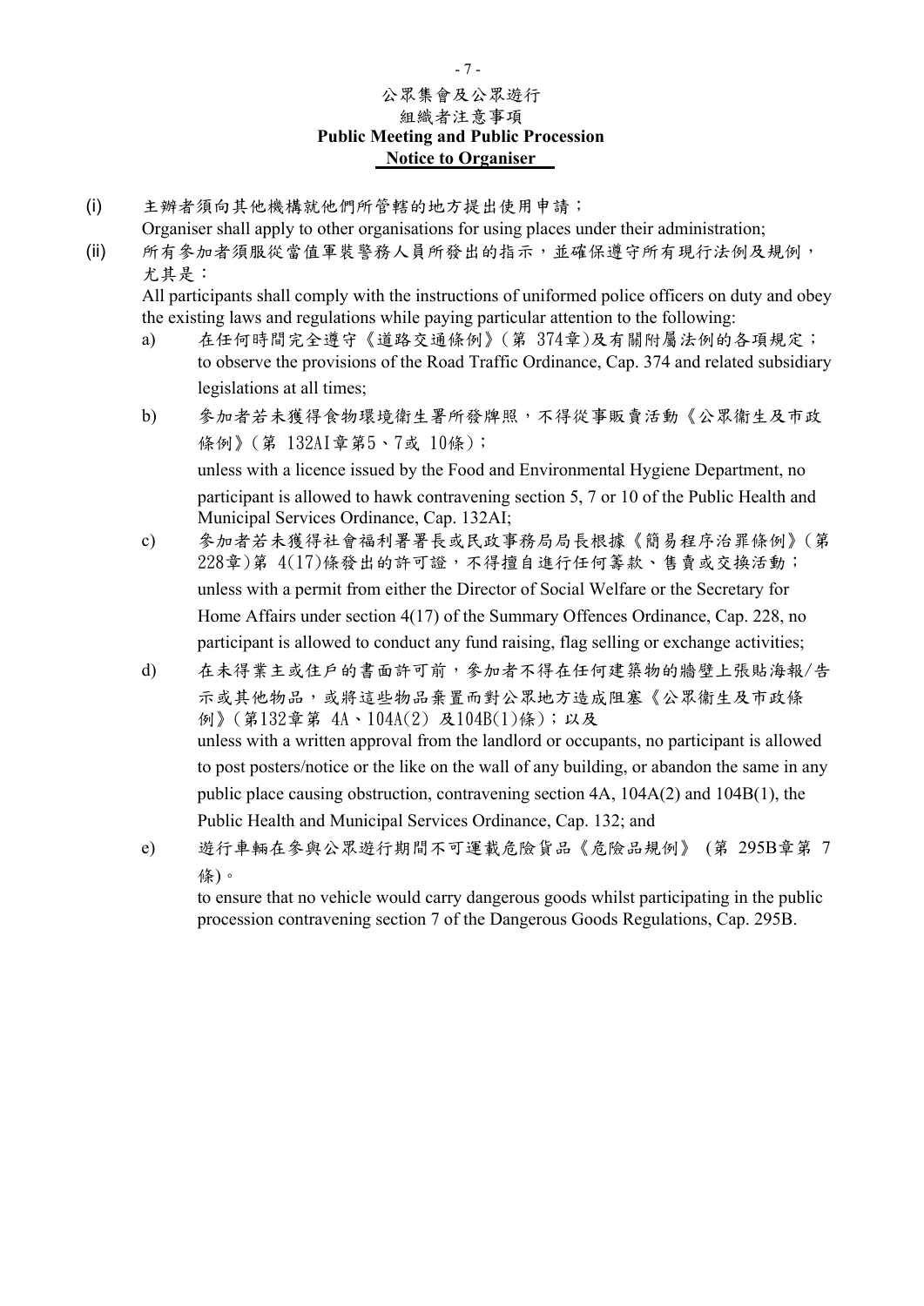# 公眾集會及公眾遊行
## 組織者注意事項
## Public Meeting and Public Procession
## Notice to Organiser

(i) 主辦者須向其他機構就他們所管轄的地方提出使用申請；
Organiser shall apply to other organisations for using places under their administration;

(ii) 所有參加者須服從當值軍裝警務人員所發出的指示，並確保遵守所有現行法例及規例，尤其是：
All participants shall comply with the instructions of uniformed police officers on duty and obey the existing laws and regulations while paying particular attention to the following:

a) 在任何時間完全遵守《道路交通條例》(第 374章)及有關附屬法例的各項規定；
to observe the provisions of the Road Traffic Ordinance, Cap. 374 and related subsidiary legislations at all times;

b) 參加者若未獲得食物環境衛生署所發牌照，不得從事販賣活動《公眾衛生及市政條例》(第 132AI章第5、7或 10條)；
unless with a licence issued by the Food and Environmental Hygiene Department, no participant is allowed to hawk contravening section 5, 7 or 10 of the Public Health and Municipal Services Ordinance, Cap. 132AI;

c) 參加者若未獲得社會福利署署長或民政事務局局長根據《簡易程序治罪條例》(第228章)第 4(17)條發出的許可證，不得擅自進行任何籌款、售賣或交換活動；
unless with a permit from either the Director of Social Welfare or the Secretary for Home Affairs under section 4(17) of the Summary Offences Ordinance, Cap. 228, no participant is allowed to conduct any fund raising, flag selling or exchange activities;

d) 在未得業主或住户的書面許可前，參加者不得在任何建築物的牆壁上張貼海報/告示或其他物品，或將這些物品棄置而對公眾地方造成阻塞《公眾衛生及市政條例》(第132章第 4A、104A(2) 及104B(1)條)；以及
unless with a written approval from the landlord or occupants, no participant is allowed to post posters/notice or the like on the wall of any building, or abandon the same in any public place causing obstruction, contravening section 4A, 104A(2) and 104B(1), the Public Health and Municipal Services Ordinance, Cap. 132; and

e) 遊行車輛在參與公眾遊行期間不可運載危險貨品《危險品規例》 (第 295B章第 7條)。
to ensure that no vehicle would carry dangerous goods whilst participating in the public procession contravening section 7 of the Dangerous Goods Regulations, Cap. 295B.